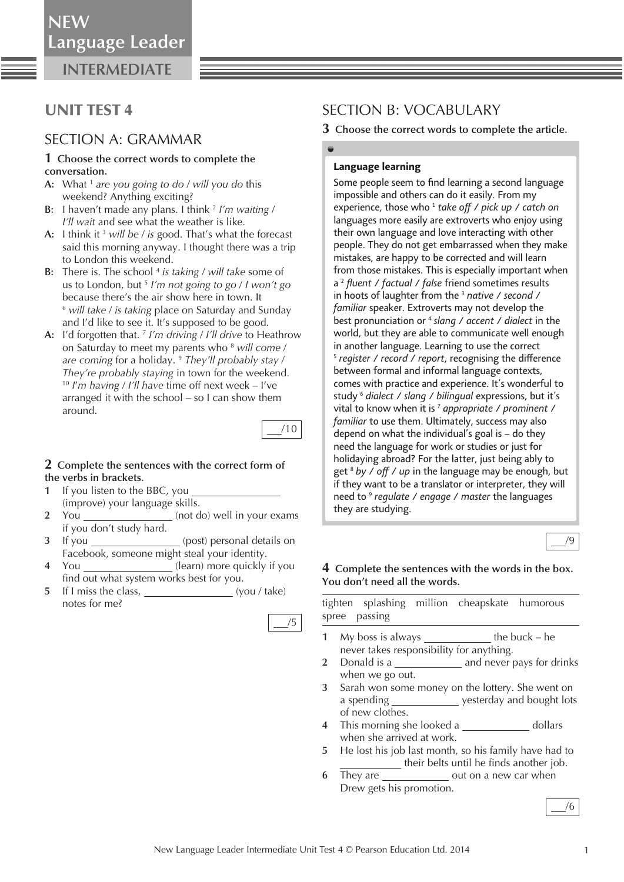# UNIT TEST 4

## SECTION A: GRAMMAR

**1 Choose the correct words to complete the conversation.**

**A:** What [1] *are you going to do* / *will you do* this weekend? Anything exciting?

**B:** I haven't made any plans. I think [2] *I'm waiting* / *I'll wait* and see what the weather is like.

**A:** I think it [3] *will be* / *is* good. That's what the forecast said this morning anyway. I thought there was a trip to London this weekend.

**B:** There is. The school [4] *is taking* / *will take* some of us to London, but [5] *I'm not going to go* / *I won't go* because there's the air show here in town. It [6] *will take* / *is taking* place on Saturday and Sunday and I'd like to see it. It's supposed to be good.

**A:** I'd forgotten that. [7] *I'm driving* / *I'll drive* to Heathrow on Saturday to meet my parents who [8] *will come* / *are coming* for a holiday. [9] *They'll probably stay* / *They're probably staying* in town for the weekend. [10] *I'm having* / *I'll have* time off next week – I've arranged it with the school – so I can show them around.

___/10

**2 Complete the sentences with the correct form of the verbs in brackets.**

1. If you listen to the BBC, you ______________ (improve) your language skills.
2. You ______________ (not do) well in your exams if you don't study hard.
3. If you ______________ (post) personal details on Facebook, someone might steal your identity.
4. You ______________ (learn) more quickly if you find out what system works best for you.
5. If I miss the class, ______________ (you / take) notes for me?

___/5

## SECTION B: VOCABULARY

**3 Choose the correct words to complete the article.**

**Language learning**

Some people seem to find learning a second language impossible and others can do it easily. From my experience, those who [1] *take off* / *pick up* / *catch on* languages more easily are extroverts who enjoy using their own language and love interacting with other people. They do not get embarrassed when they make mistakes, are happy to be corrected and will learn from those mistakes. This is especially important when a [2] *fluent* / *factual* / *false* friend sometimes results in hoots of laughter from the [3] *native* / *second* / *familiar* speaker. Extroverts may not develop the best pronunciation or [4] *slang* / *accent* / *dialect* in the world, but they are able to communicate well enough in another language. Learning to use the correct [5] *register* / *record* / *report*, recognising the difference between formal and informal language contexts, comes with practice and experience. It's wonderful to study [6] *dialect* / *slang* / *bilingual* expressions, but it's vital to know when it is [7] *appropriate* / *prominent* / *familiar* to use them. Ultimately, success may also depend on what the individual's goal is – do they need the language for work or studies or just for holidaying abroad? For the latter, just being able to get [8] *by* / *off* / *up* in the language may be enough, but if they want to be a translator or interpreter, they will need to [9] *regulate* / *engage* / *master* the languages they are studying.

___/9

**4 Complete the sentences with the words in the box. You don't need all the words.**

| tighten | splashing | million | cheapskate | humorous | spree | passing |
|---|---|---|---|---|---|---|

1. My boss is always ______________ the buck – he never takes responsibility for anything.
2. Donald is a ______________ and never pays for drinks when we go out.
3. Sarah won some money on the lottery. She went on a spending ______________ yesterday and bought lots of new clothes.
4. This morning she looked a ______________ dollars when she arrived at work.
5. He lost his job last month, so his family have had to ______________ their belts until he finds another job.
6. They are ______________ out on a new car when Drew gets his promotion.

___/6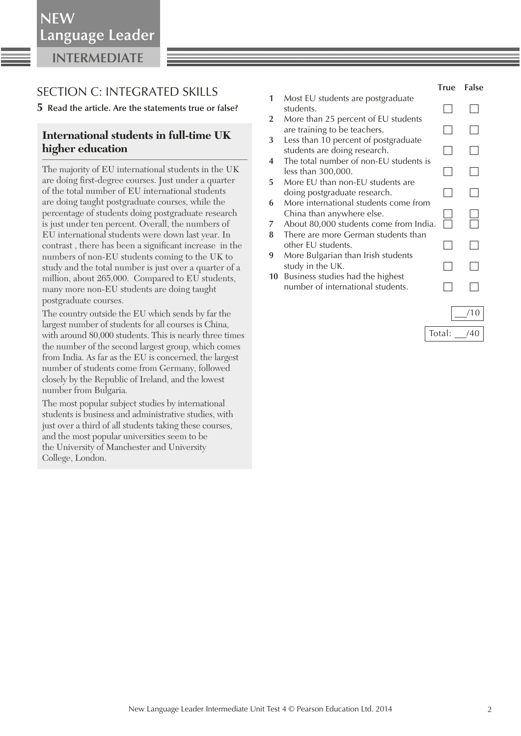## SECTION C: INTEGRATED SKILLS

**5 Read the article. Are the statements true or false?**

### International students in full-time UK higher education

The majority of EU international students in the UK are doing first-degree courses. Just under a quarter of the total number of EU international students are doing taught postgraduate courses, while the percentage of students doing postgraduate research is just under ten percent. Overall, the numbers of EU international students were down last year. In contrast , there has been a significant increase in the numbers of non-EU students coming to the UK to study and the total number is just over a quarter of a million, about 265,000. Compared to EU students, many more non-EU students are doing taught postgraduate courses.

The country outside the EU which sends by far the largest number of students for all courses is China, with around 80,000 students. This is nearly three times the number of the second largest group, which comes from India. As far as the EU is concerned, the largest number of students come from Germany, followed closely by the Republic of Ireland, and the lowest number from Bulgaria.

The most popular subject studies by international students is business and administrative studies, with just over a third of all students taking these courses, and the most popular universities seem to be the University of Manchester and University College, London.

| | | True | False |
|---|---|---|---|
| 1 | Most EU students are postgraduate students. | ☐ | ☐ |
| 2 | More than 25 percent of EU students are training to be teachers. | ☐ | ☐ |
| 3 | Less than 10 percent of postgraduate students are doing research. | ☐ | ☐ |
| 4 | The total number of non-EU students is less than 300,000. | ☐ | ☐ |
| 5 | More EU than non-EU students are doing postgraduate research. | ☐ | ☐ |
| 6 | More international students come from China than anywhere else. | ☐ | ☐ |
| 7 | About 80,000 students come from India. | ☐ | ☐ |
| 8 | There are more German students than other EU students. | ☐ | ☐ |
| 9 | More Bulgarian than Irish students study in the UK. | ☐ | ☐ |
| 10 | Business studies had the highest number of international students. | ☐ | ☐ |

___/10

Total: ___/40